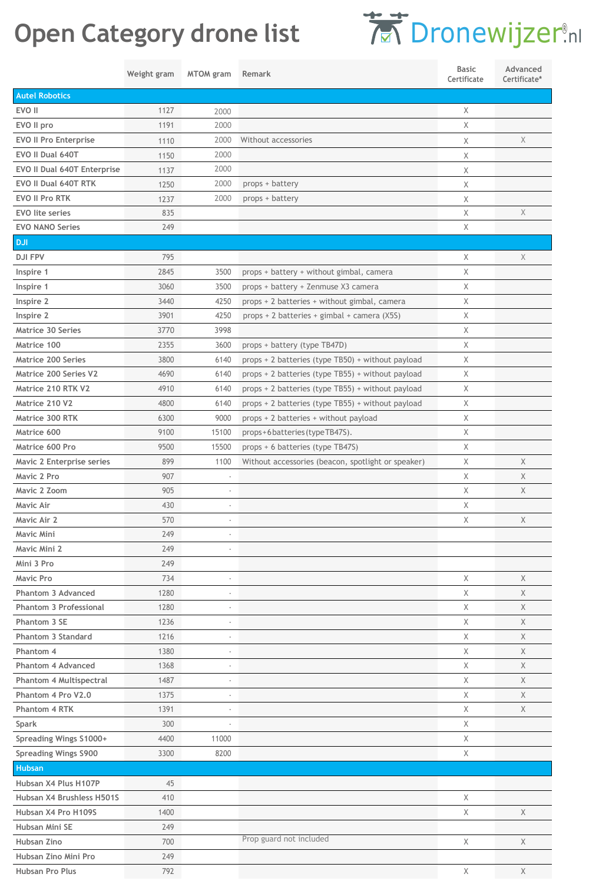# Open Category drone list

Dronewijzer®.nl

| | Weight gram | MTOM gram | Remark | Basic Certificate | Advanced Certificate* |
|---|---|---|---|---|---|
| **Autel Robotics** | | | | | |
| EVO II | 1127 | 2000 | | X | |
| EVO II pro | 1191 | 2000 | | X | |
| EVO II Pro Enterprise | 1110 | 2000 | Without accessories | X | X |
| EVO II Dual 640T | 1150 | 2000 | | X | |
| EVO II Dual 640T Enterprise | 1137 | 2000 | | X | |
| EVO II Dual 640T RTK | 1250 | 2000 | props + battery | X | |
| EVO II Pro RTK | 1237 | 2000 | props + battery | X | |
| EVO lite series | 835 | | | X | X |
| EVO NANO Series | 249 | | | X | |
| **DJI** | | | | | |
| DJI FPV | 795 | | | X | X |
| Inspire 1 | 2845 | 3500 | props + battery + without gimbal, camera | X | |
| Inspire 1 | 3060 | 3500 | props + battery + Zenmuse X3 camera | X | |
| Inspire 2 | 3440 | 4250 | props + 2 batteries + without gimbal, camera | X | |
| Inspire 2 | 3901 | 4250 | props + 2 batteries + gimbal + camera (X5S) | X | |
| Matrice 30 Series | 3770 | 3998 | | X | |
| Matrice 100 | 2355 | 3600 | props + battery (type TB47D) | X | |
| Matrice 200 Series | 3800 | 6140 | props + 2 batteries (type TB50) + without payload | X | |
| Matrice 200 Series V2 | 4690 | 6140 | props + 2 batteries (type TB55) + without payload | X | |
| Matrice 210 RTK V2 | 4910 | 6140 | props + 2 batteries (type TB55) + without payload | X | |
| Matrice 210 V2 | 4800 | 6140 | props + 2 batteries (type TB55) + without payload | X | |
| Matrice 300 RTK | 6300 | 9000 | props + 2 batteries + without payload | X | |
| Matrice 600 | 9100 | 15100 | props+6batteries(typeTB47S). | X | |
| Matrice 600 Pro | 9500 | 15500 | props + 6 batteries (type TB47S) | X | |
| Mavic 2 Enterprise series | 899 | 1100 | Without accessories (beacon, spotlight or speaker) | X | X |
| Mavic 2 Pro | 907 | - | | X | X |
| Mavic 2 Zoom | 905 | - | | X | X |
| Mavic Air | 430 | - | | X | |
| Mavic Air 2 | 570 | - | | X | X |
| Mavic Mini | 249 | - | | | |
| Mavic Mini 2 | 249 | - | | | |
| Mini 3 Pro | 249 | | | | |
| Mavic Pro | 734 | - | | X | X |
| Phantom 3 Advanced | 1280 | - | | X | X |
| Phantom 3 Professional | 1280 | - | | X | X |
| Phantom 3 SE | 1236 | - | | X | X |
| Phantom 3 Standard | 1216 | - | | X | X |
| Phantom 4 | 1380 | - | | X | X |
| Phantom 4 Advanced | 1368 | - | | X | X |
| Phantom 4 Multispectral | 1487 | - | | X | X |
| Phantom 4 Pro V2.0 | 1375 | - | | X | X |
| Phantom 4 RTK | 1391 | - | | X | X |
| Spark | 300 | - | | X | |
| Spreading Wings S1000+ | 4400 | 11000 | | X | |
| Spreading Wings S900 | 3300 | 8200 | | X | |
| **Hubsan** | | | | | |
| Hubsan X4 Plus H107P | 45 | | | | |
| Hubsan X4 Brushless H501S | 410 | | | X | |
| Hubsan X4 Pro H109S | 1400 | | | X | X |
| Hubsan Mini SE | 249 | | | | |
| Hubsan Zino | 700 | | Prop guard not included | X | X |
| Hubsan Zino Mini Pro | 249 | | | | |
| Hubsan Pro Plus | 792 | | | X | X |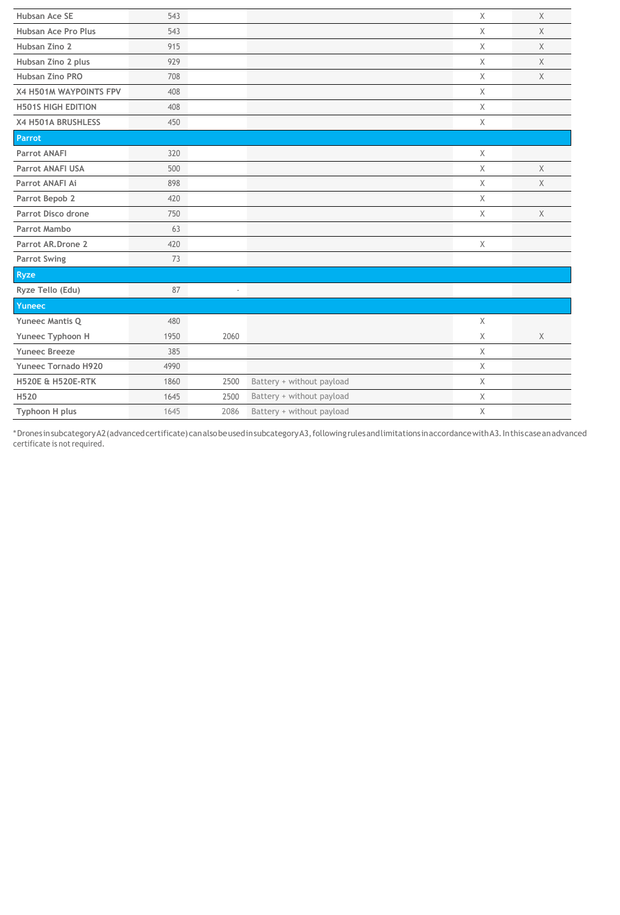| | | | | | |
|---|---|---|---|---|---|
| Hubsan Ace SE | 543 | | | X | X |
| Hubsan Ace Pro Plus | 543 | | | X | X |
| Hubsan Zino 2 | 915 | | | X | X |
| Hubsan Zino 2 plus | 929 | | | X | X |
| Hubsan Zino PRO | 708 | | | X | X |
| X4 H501M WAYPOINTS FPV | 408 | | | X | |
| H501S HIGH EDITION | 408 | | | X | |
| X4 H501A BRUSHLESS | 450 | | | X | |
| **Parrot** | | | | | |
| Parrot ANAFI | 320 | | | X | |
| Parrot ANAFI USA | 500 | | | X | X |
| Parrot ANAFI Ai | 898 | | | X | X |
| Parrot Bepob 2 | 420 | | | X | |
| Parrot Disco drone | 750 | | | X | X |
| Parrot Mambo | 63 | | | | |
| Parrot AR.Drone 2 | 420 | | | X | |
| Parrot Swing | 73 | | | | |
| **Ryze** | | | | | |
| Ryze Tello (Edu) | 87 | - | | | |
| **Yuneec** | | | | | |
| Yuneec Mantis Q | 480 | | | X | |
| Yuneec Typhoon H | 1950 | 2060 | | X | X |
| Yuneec Breeze | 385 | | | X | |
| Yuneec Tornado H920 | 4990 | | | X | |
| H520E & H520E-RTK | 1860 | 2500 | Battery + without payload | X | |
| H520 | 1645 | 2500 | Battery + without payload | X | |
| Typhoon H plus | 1645 | 2086 | Battery + without payload | X | |

*Drones in subcategory A2 (advanced certificate) can also be used in subcategory A3, following rules and limitations in accordance with A3. In this case an advanced certificate is not required.